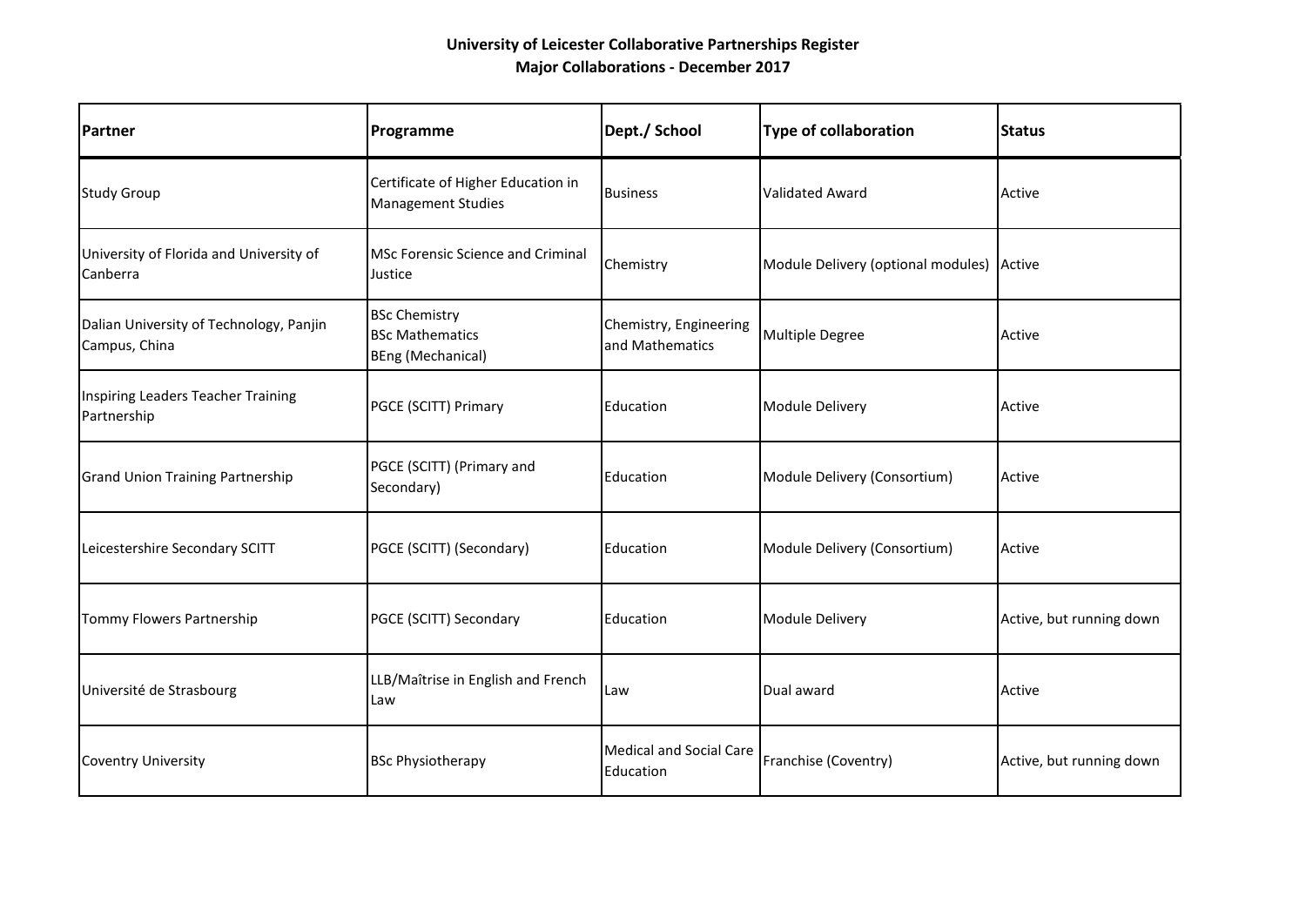# University of Leicester Collaborative Partnerships Register

## Major Collaborations - December 2017

| Partner | Programme | Dept./ School | Type of collaboration | Status |
|---|---|---|---|---|
| Study Group | Certificate of Higher Education in Management Studies | Business | Validated Award | Active |
| University of Florida and University of Canberra | MSc Forensic Science and Criminal Justice | Chemistry | Module Delivery (optional modules) | Active |
| Dalian University of Technology, Panjin Campus, China | BSc Chemistry<br>BSc Mathematics<br>BEng (Mechanical) | Chemistry, Engineering and Mathematics | Multiple Degree | Active |
| Inspiring Leaders Teacher Training Partnership | PGCE (SCITT) Primary | Education | Module Delivery | Active |
| Grand Union Training Partnership | PGCE (SCITT) (Primary and Secondary) | Education | Module Delivery (Consortium) | Active |
| Leicestershire Secondary SCITT | PGCE (SCITT) (Secondary) | Education | Module Delivery (Consortium) | Active |
| Tommy Flowers Partnership | PGCE (SCITT) Secondary | Education | Module Delivery | Active, but running down |
| Université de Strasbourg | LLB/Maîtrise in English and French Law | Law | Dual award | Active |
| Coventry University | BSc Physiotherapy | Medical and Social Care Education | Franchise (Coventry) | Active, but running down |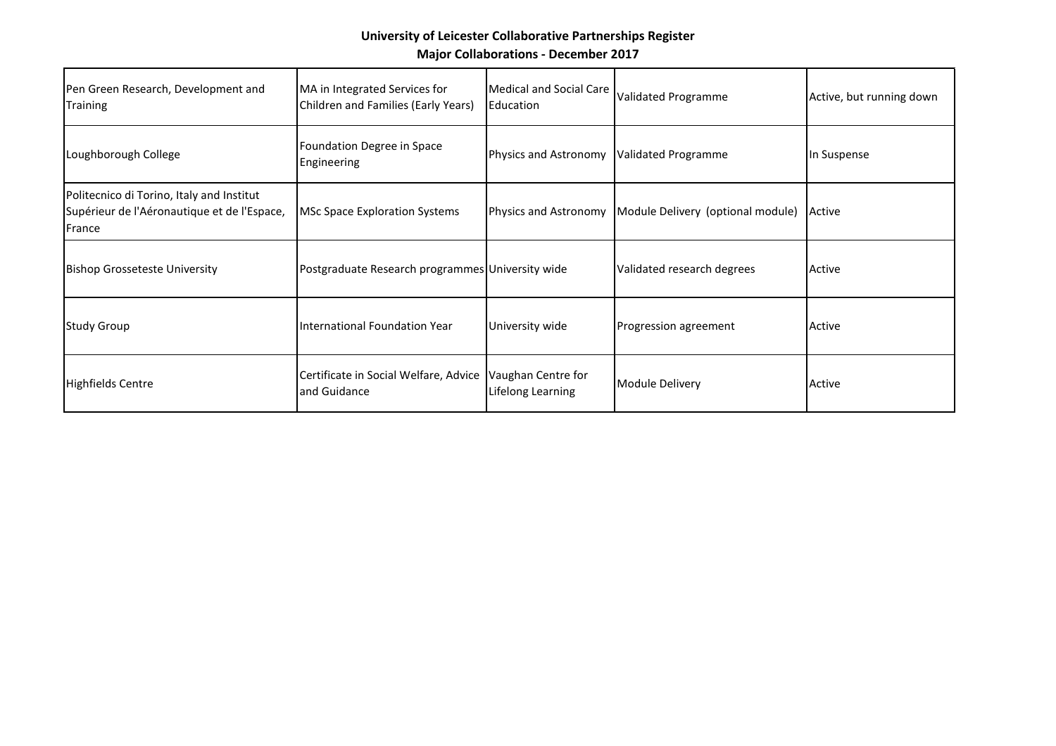**University of Leicester Collaborative Partnerships Register**

**Major Collaborations - December 2017**

| | | | | |
|---|---|---|---|---|
| Pen Green Research, Development and Training | MA in Integrated Services for Children and Families (Early Years) | Medical and Social Care Education | Validated Programme | Active, but running down |
| Loughborough College | Foundation Degree in Space Engineering | Physics and Astronomy | Validated Programme | In Suspense |
| Politecnico di Torino, Italy and Institut Supérieur de l'Aéronautique et de l'Espace, France | MSc Space Exploration Systems | Physics and Astronomy | Module Delivery (optional module) | Active |
| Bishop Grosseteste University | Postgraduate Research programmes | University wide | Validated research degrees | Active |
| Study Group | International Foundation Year | University wide | Progression agreement | Active |
| Highfields Centre | Certificate in Social Welfare, Advice and Guidance | Vaughan Centre for Lifelong Learning | Module Delivery | Active |